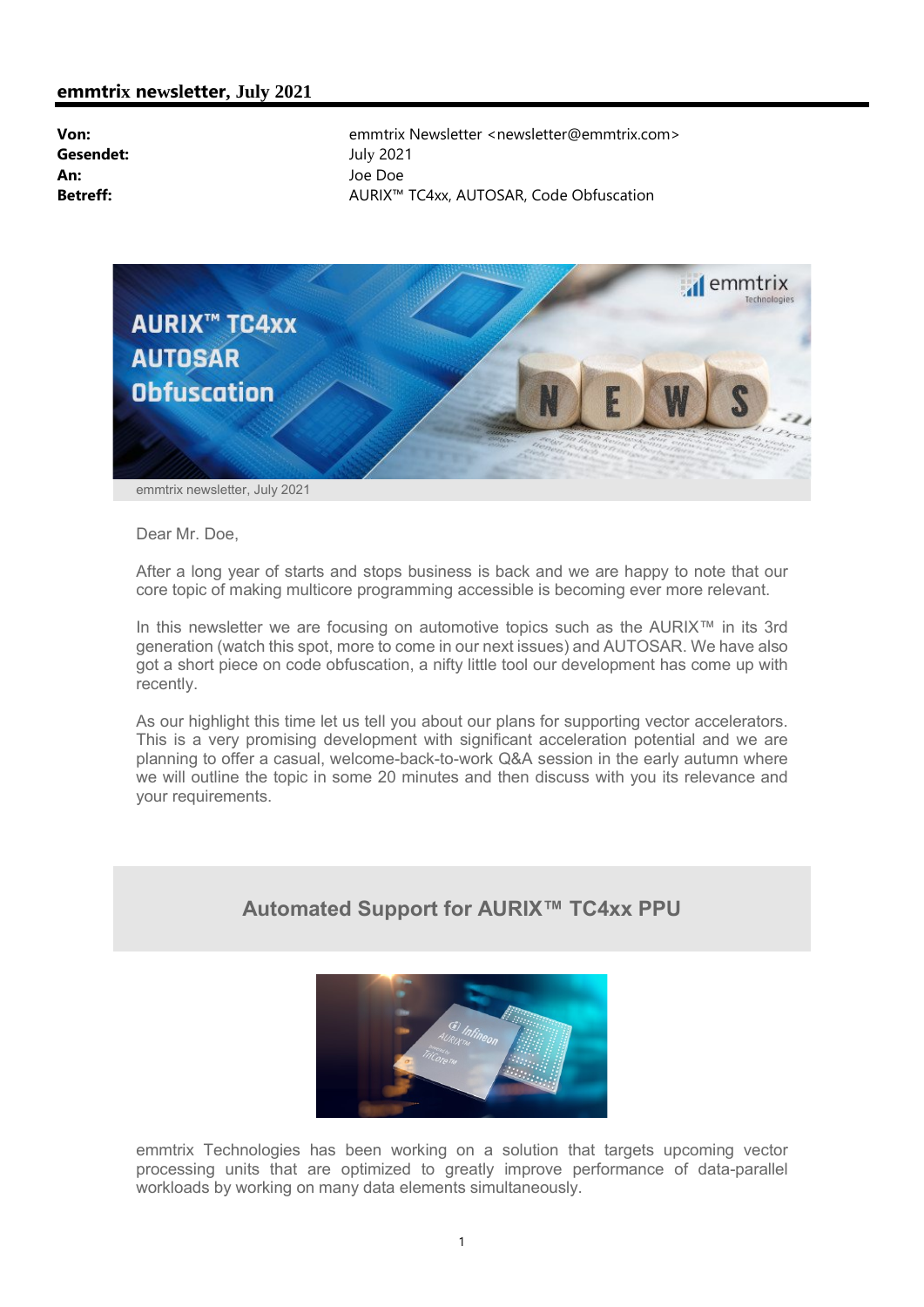## emmtrix newsletter, July 2021

**Von:** emmtrix Newsletter <newsletter@emmtrix.com>
**Gesendet:** July 2021
**An:** Joe Doe
**Betreff:** AURIX™ TC4xx, AUTOSAR, Code Obfuscation

emmtrix newsletter, July 2021

Dear Mr. Doe,

After a long year of starts and stops business is back and we are happy to note that our core topic of making multicore programming accessible is becoming ever more relevant.

In this newsletter we are focusing on automotive topics such as the AURIX™ in its 3rd generation (watch this spot, more to come in our next issues) and AUTOSAR. We have also got a short piece on code obfuscation, a nifty little tool our development has come up with recently.

As our highlight this time let us tell you about our plans for supporting vector accelerators. This is a very promising development with significant acceleration potential and we are planning to offer a casual, welcome-back-to-work Q&A session in the early autumn where we will outline the topic in some 20 minutes and then discuss with you its relevance and your requirements.

## Automated Support for AURIX™ TC4xx PPU

emmtrix Technologies has been working on a solution that targets upcoming vector processing units that are optimized to greatly improve performance of data-parallel workloads by working on many data elements simultaneously.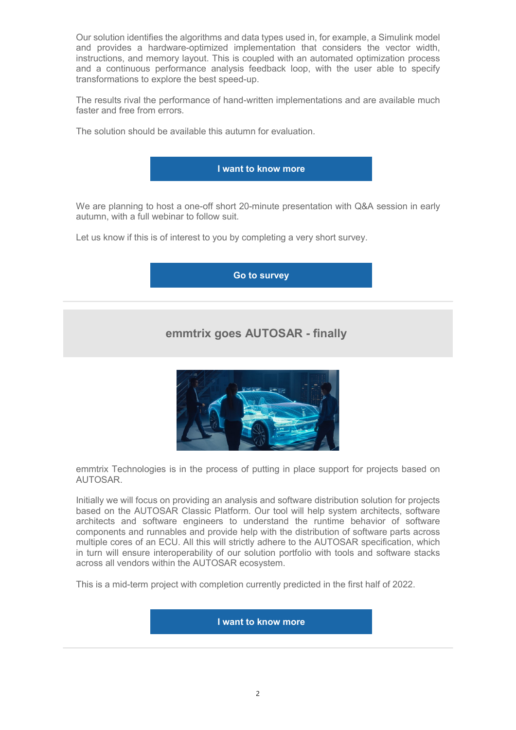Our solution identifies the algorithms and data types used in, for example, a Simulink model and provides a hardware-optimized implementation that considers the vector width, instructions, and memory layout. This is coupled with an automated optimization process and a continuous performance analysis feedback loop, with the user able to specify transformations to explore the best speed-up.

The results rival the performance of hand-written implementations and are available much faster and free from errors.

The solution should be available this autumn for evaluation.

**I want to know more**

We are planning to host a one-off short 20-minute presentation with Q&A session in early autumn, with a full webinar to follow suit.

Let us know if this is of interest to you by completing a very short survey.

**Go to survey**

## emmtrix goes AUTOSAR - finally

emmtrix Technologies is in the process of putting in place support for projects based on AUTOSAR.

Initially we will focus on providing an analysis and software distribution solution for projects based on the AUTOSAR Classic Platform. Our tool will help system architects, software architects and software engineers to understand the runtime behavior of software components and runnables and provide help with the distribution of software parts across multiple cores of an ECU. All this will strictly adhere to the AUTOSAR specification, which in turn will ensure interoperability of our solution portfolio with tools and software stacks across all vendors within the AUTOSAR ecosystem.

This is a mid-term project with completion currently predicted in the first half of 2022.

**I want to know more**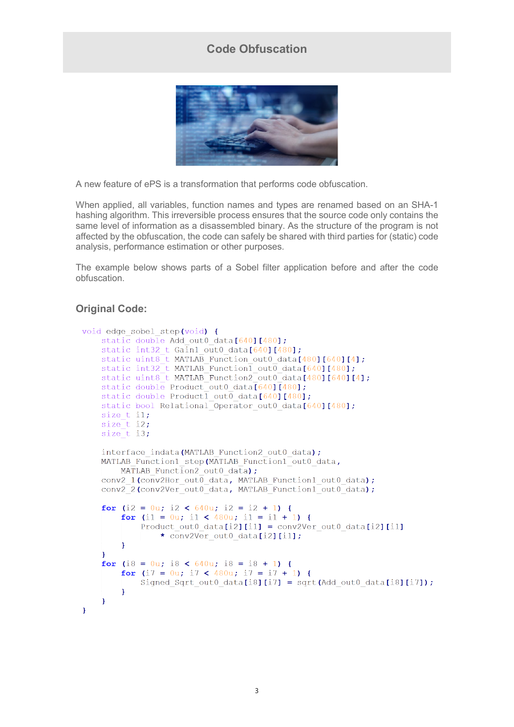## Code Obfuscation

A new feature of ePS is a transformation that performs code obfuscation.

When applied, all variables, function names and types are renamed based on an SHA-1 hashing algorithm. This irreversible process ensures that the source code only contains the same level of information as a disassembled binary. As the structure of the program is not affected by the obfuscation, the code can safely be shared with third parties for (static) code analysis, performance estimation or other purposes.

The example below shows parts of a Sobel filter application before and after the code obfuscation.

### Original Code:

```
void edge_sobel_step(void) {
    static double Add_out0_data[640][480];
    static int32_t Gain1_out0_data[640][480];
    static uint8_t MATLAB_Function_out0_data[480][640][4];
    static int32_t MATLAB_Function1_out0_data[640][480];
    static uint8_t MATLAB_Function2_out0_data[480][640][4];
    static double Product_out0_data[640][480];
    static double Product1_out0_data[640][480];
    static bool Relational_Operator_out0_data[640][480];
    size_t i1;
    size_t i2;
    size_t i3;

    interface_indata(MATLAB_Function2_out0_data);
    MATLAB_Function1_step(MATLAB_Function1_out0_data,
        MATLAB_Function2_out0_data);
    conv2_1(conv2Hor_out0_data, MATLAB_Function1_out0_data);
    conv2_2(conv2Ver_out0_data, MATLAB_Function1_out0_data);

    for (i2 = 0u; i2 < 640u; i2 = i2 + 1) {
        for (i1 = 0u; i1 < 480u; i1 = i1 + 1) {
            Product_out0_data[i2][i1] = conv2Ver_out0_data[i2][i1]
                * conv2Ver_out0_data[i2][i1];
        }
    }
    for (i8 = 0u; i8 < 640u; i8 = i8 + 1) {
        for (i7 = 0u; i7 < 480u; i7 = i7 + 1) {
            Signed_Sqrt_out0_data[i8][i7] = sqrt(Add_out0_data[i8][i7]);
        }
    }
}
```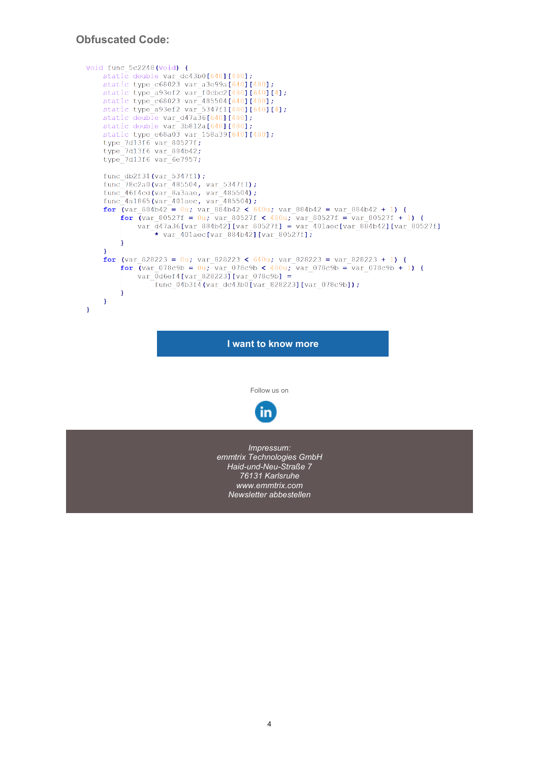### Obfuscated Code:

```
void func_5c2248(void) {
    static double var_dc43b0[640][480];
    static type_c68023 var_a3e99a[640][480];
    static type_a93ef2 var_f0cbc2[480][640][4];
    static type_c68023 var_485504[640][480];
    static type_a93ef2 var_5347f1[480][640][4];
    static double var_d47a36[640][480];
    static double var_3b812a[640][480];
    static type_e68a03 var_158a39[640][480];
    type_7d13f6 var_80527f;
    type_7d13f6 var_884b42;
    type_7d13f6 var_6e7957;

    func_db2f31(var_5347f1);
    func_78c2a0(var_485504, var_5347f1);
    func_46f4cd(var_8a3aae, var_485504);
    func_4a1865(var_401aec, var_485504);
    for (var_884b42 = 0u; var_884b42 < 640u; var_884b42 = var_884b42 + 1) {
        for (var_80527f = 0u; var_80527f < 480u; var_80527f = var_80527f + 1) {
            var_d47a36[var_884b42][var_80527f] = var_401aec[var_884b42][var_80527f]
                * var_401aec[var_884b42][var_80527f];
        }
    }
    for (var_828223 = 0u; var_828223 < 640u; var_828223 = var_828223 + 1) {
        for (var_078c9b = 0u; var_078c9b < 480u; var_078c9b = var_078c9b + 1) {
            var_0d6ef4[var_828223][var_078c9b] =
                func_04b3f4(var_dc43b0[var_828223][var_078c9b]);
        }
    }
}
```

**I want to know more**

Follow us on

*Impressum:*
*emmtrix Technologies GmbH*
*Haid-und-Neu-Straße 7*
*76131 Karlsruhe*
*www.emmtrix.com*
*Newsletter abbestellen*